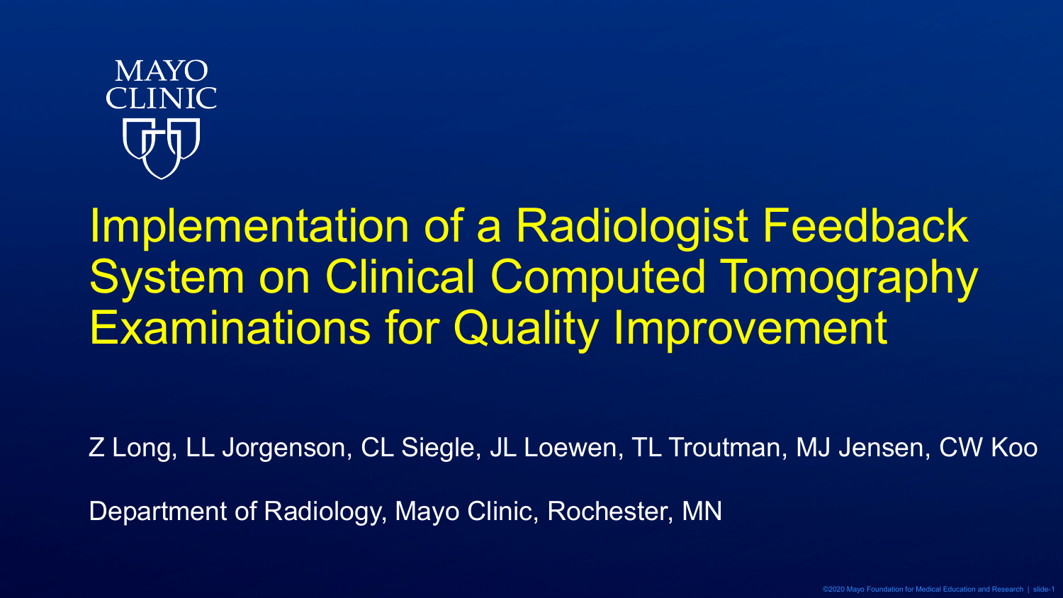MAYO CLINIC

# Implementation of a Radiologist Feedback System on Clinical Computed Tomography Examinations for Quality Improvement

Z Long, LL Jorgenson, CL Siegle, JL Loewen, TL Troutman, MJ Jensen, CW Koo

Department of Radiology, Mayo Clinic, Rochester, MN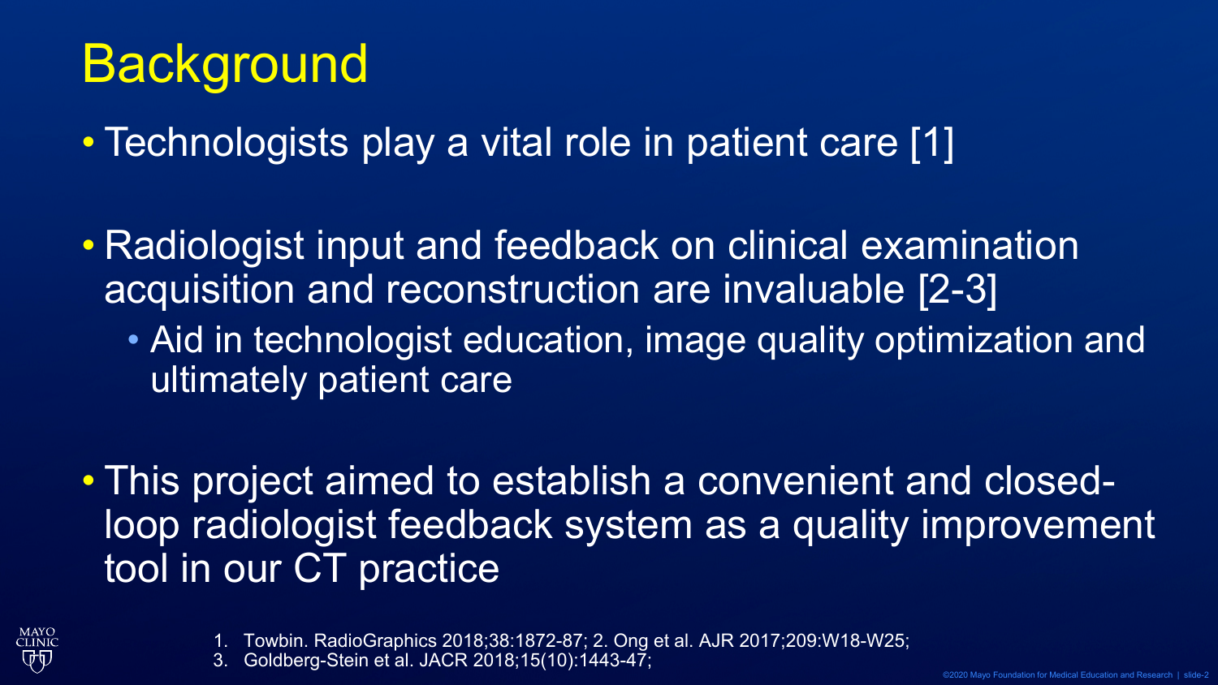# Background

- Technologists play a vital role in patient care [1]
- Radiologist input and feedback on clinical examination acquisition and reconstruction are invaluable [2-3]
  - Aid in technologist education, image quality optimization and ultimately patient care
- This project aimed to establish a convenient and closed-loop radiologist feedback system as a quality improvement tool in our CT practice

1. Towbin. RadioGraphics 2018;38:1872-87; 2. Ong et al. AJR 2017;209:W18-W25;
3. Goldberg-Stein et al. JACR 2018;15(10):1443-47;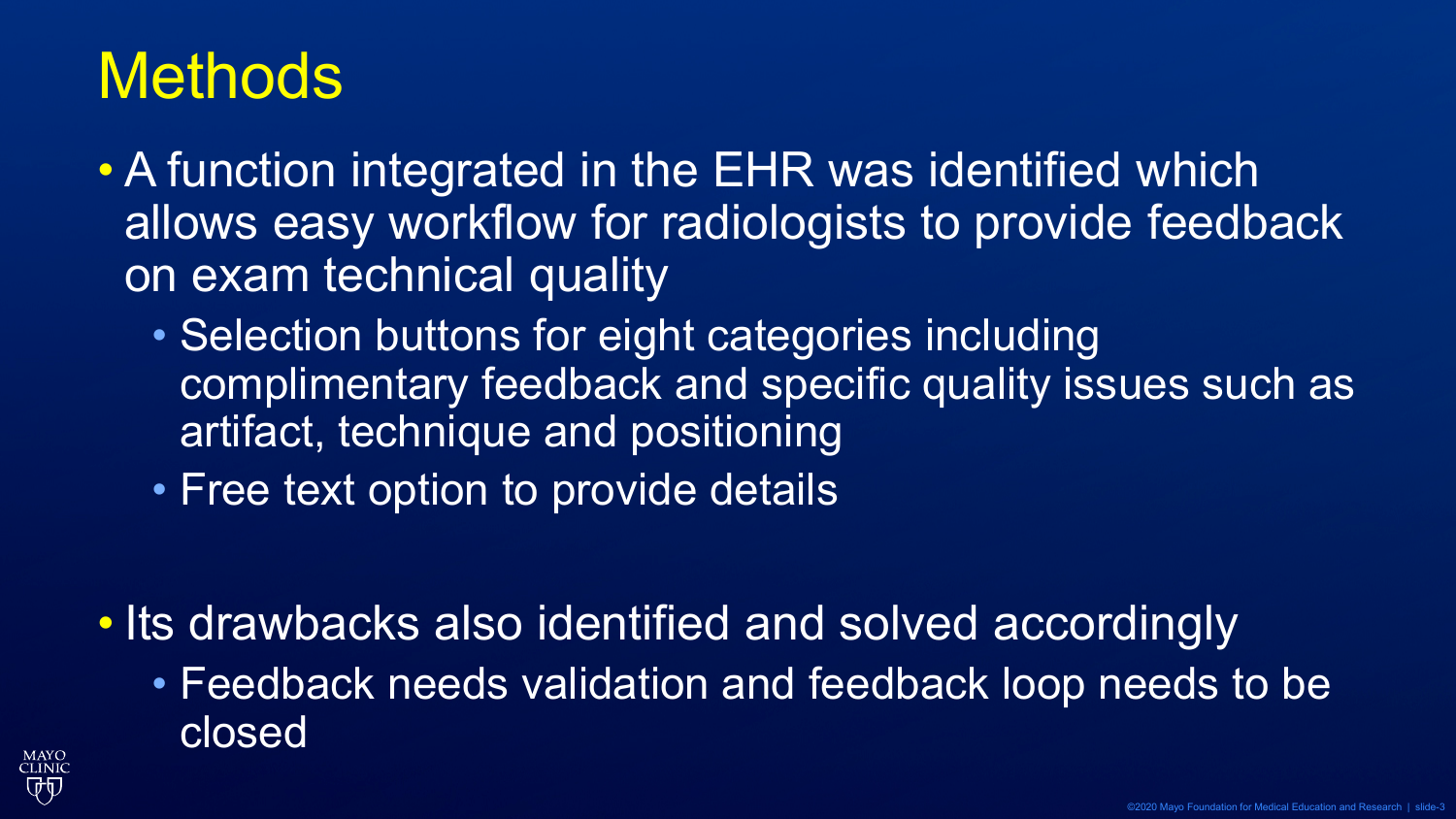# Methods

- A function integrated in the EHR was identified which allows easy workflow for radiologists to provide feedback on exam technical quality
  - Selection buttons for eight categories including complimentary feedback and specific quality issues such as artifact, technique and positioning
  - Free text option to provide details

- Its drawbacks also identified and solved accordingly
  - Feedback needs validation and feedback loop needs to be closed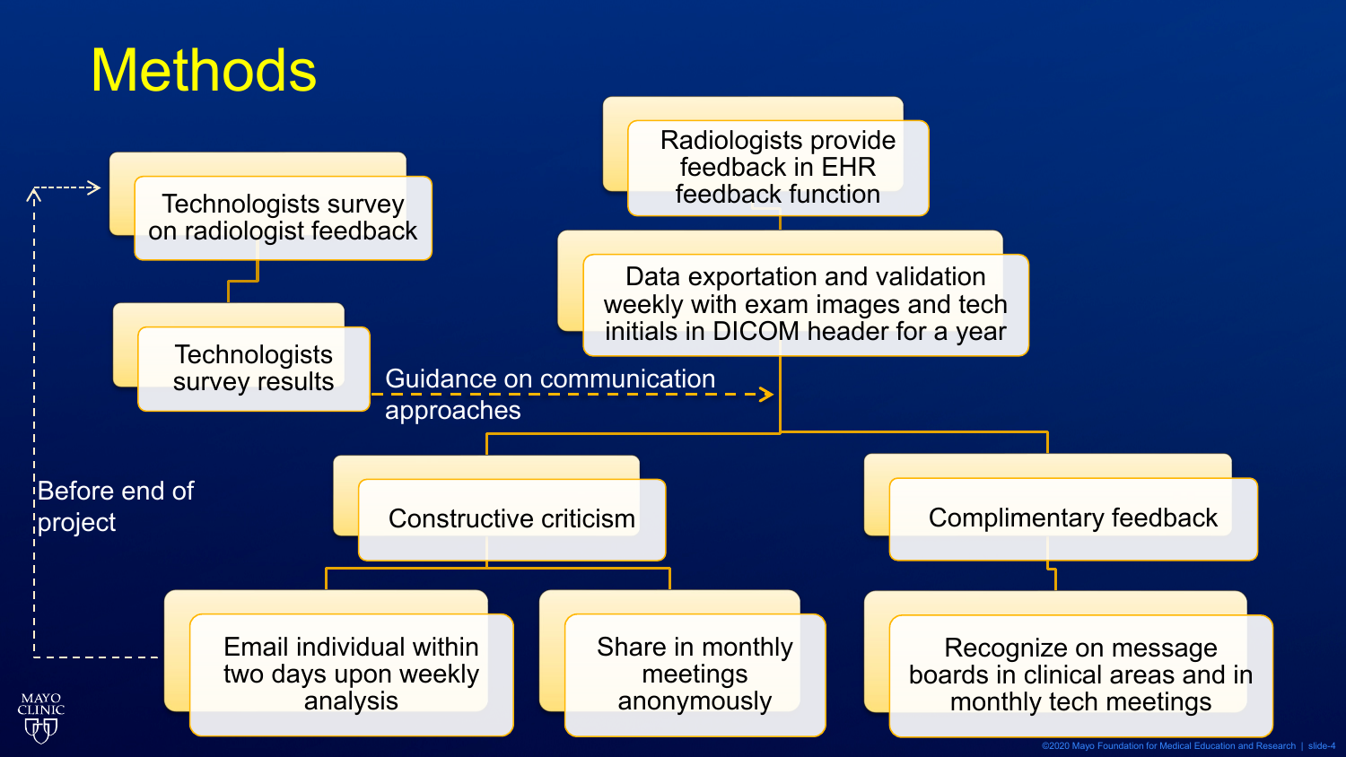# Methods

- Technologists survey on radiologist feedback
  - Technologists survey results
    - Guidance on communication approaches

- Radiologists provide feedback in EHR feedback function
  - Data exportation and validation weekly with exam images and tech initials in DICOM header for a year
    - Constructive criticism
      - Email individual within two days upon weekly analysis
      - Share in monthly meetings anonymously
    - Complimentary feedback
      - Recognize on message boards in clinical areas and in monthly tech meetings

Before end of project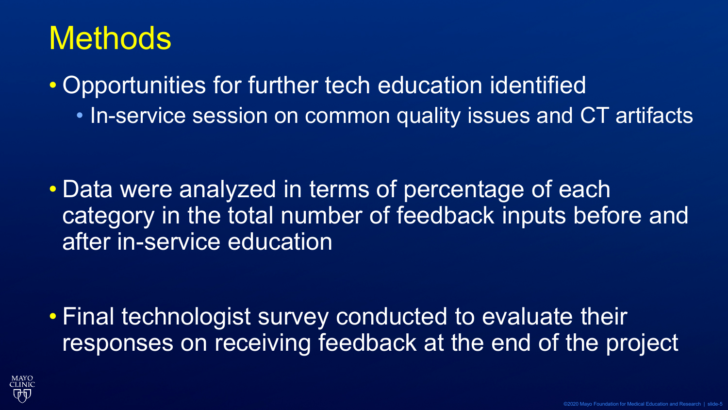# Methods

- Opportunities for further tech education identified
  - In-service session on common quality issues and CT artifacts

- Data were analyzed in terms of percentage of each category in the total number of feedback inputs before and after in-service education

- Final technologist survey conducted to evaluate their responses on receiving feedback at the end of the project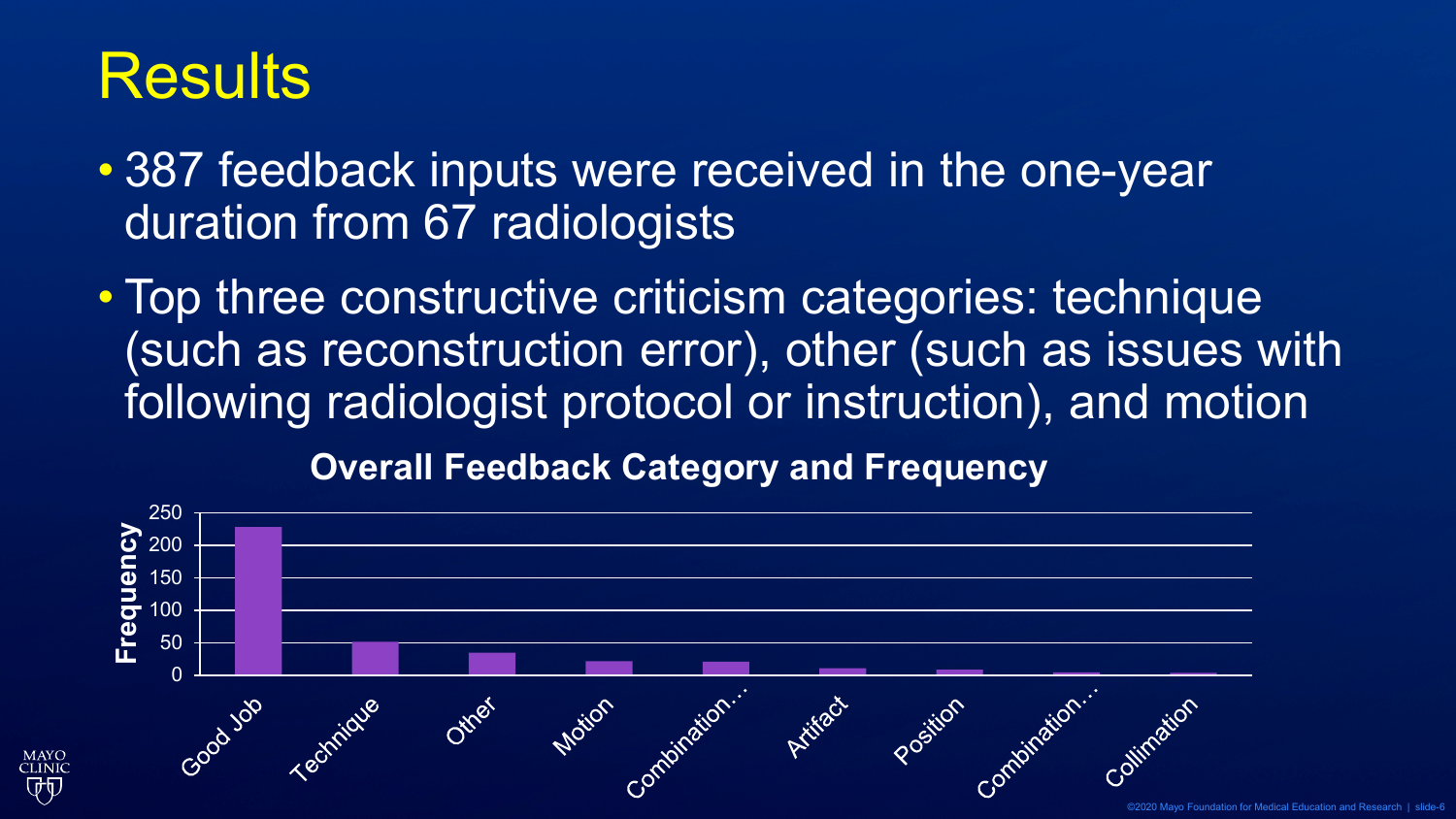# Results

- 387 feedback inputs were received in the one-year duration from 67 radiologists
- Top three constructive criticism categories: technique (such as reconstruction error), other (such as issues with following radiologist protocol or instruction), and motion

**Overall Feedback Category and Frequency**

| Category | Frequency (approx.) |
|---|---|
| Good Job | 228 |
| Technique | 51 |
| Other | 35 |
| Motion | 21 |
| Combination… | 20 |
| Artifact | 10 |
| Position | 8 |
| Combination… | 4 |
| Collimation | 3 |

Values in the Frequency column are approximate readings from a bar chart (y-axis: Frequency, 0–250).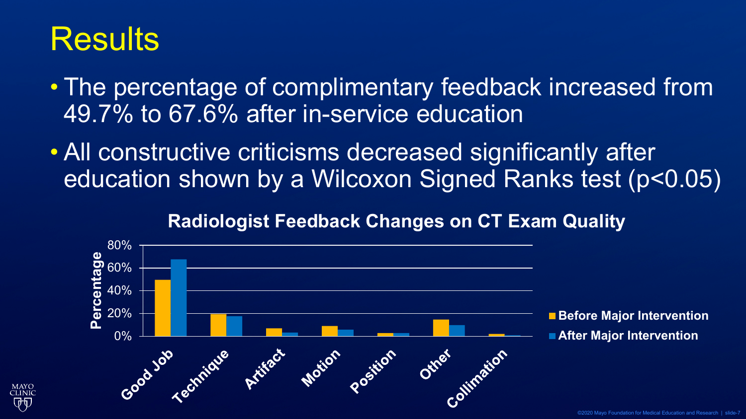# Results

- The percentage of complimentary feedback increased from 49.7% to 67.6% after in-service education
- All constructive criticisms decreased significantly after education shown by a Wilcoxon Signed Ranks test ($p<0.05$)

**Radiologist Feedback Changes on CT Exam Quality**

Percentage: 0%, 20%, 40%, 60%, 80%

Categories: Good Job, Technique, Artifact, Motion, Position, Other, Collimation

■ Before Major Intervention
■ After Major Intervention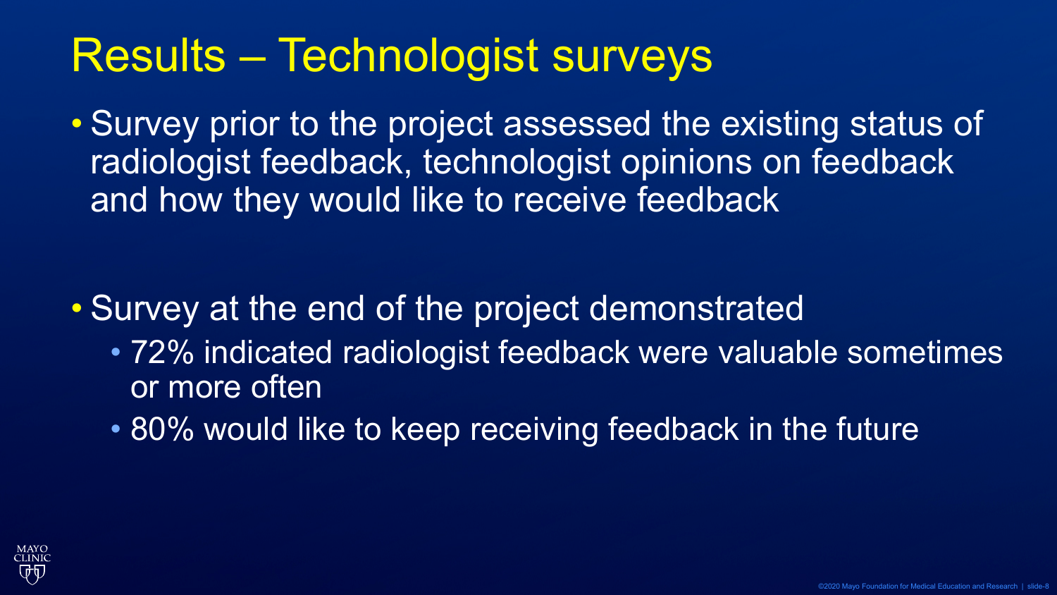# Results – Technologist surveys

- Survey prior to the project assessed the existing status of radiologist feedback, technologist opinions on feedback and how they would like to receive feedback

- Survey at the end of the project demonstrated
  - 72% indicated radiologist feedback were valuable sometimes or more often
  - 80% would like to keep receiving feedback in the future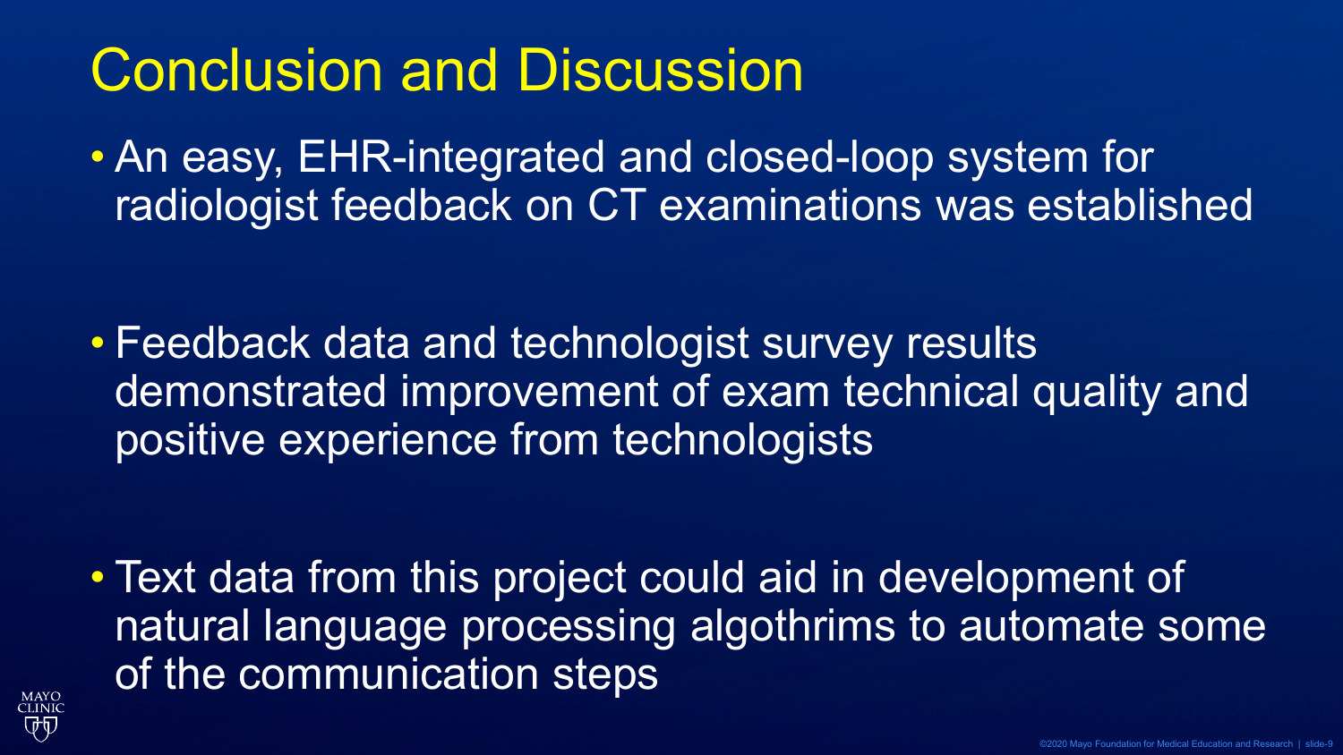# Conclusion and Discussion

- An easy, EHR-integrated and closed-loop system for radiologist feedback on CT examinations was established

- Feedback data and technologist survey results demonstrated improvement of exam technical quality and positive experience from technologists

- Text data from this project could aid in development of natural language processing algothrims to automate some of the communication steps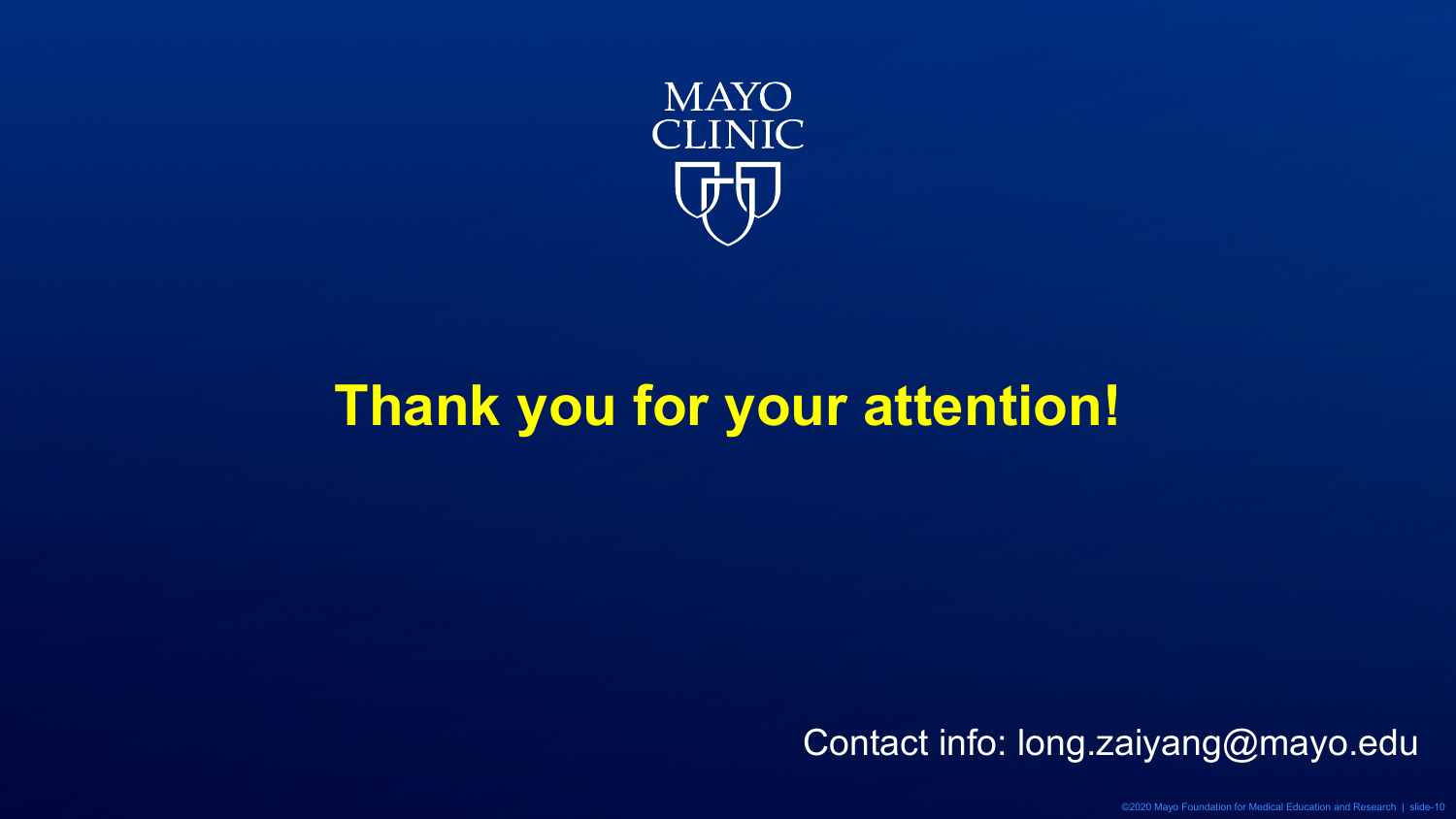MAYO
CLINIC

# Thank you for your attention!

Contact info: long.zaiyang@mayo.edu

©2020 Mayo Foundation for Medical Education and Research